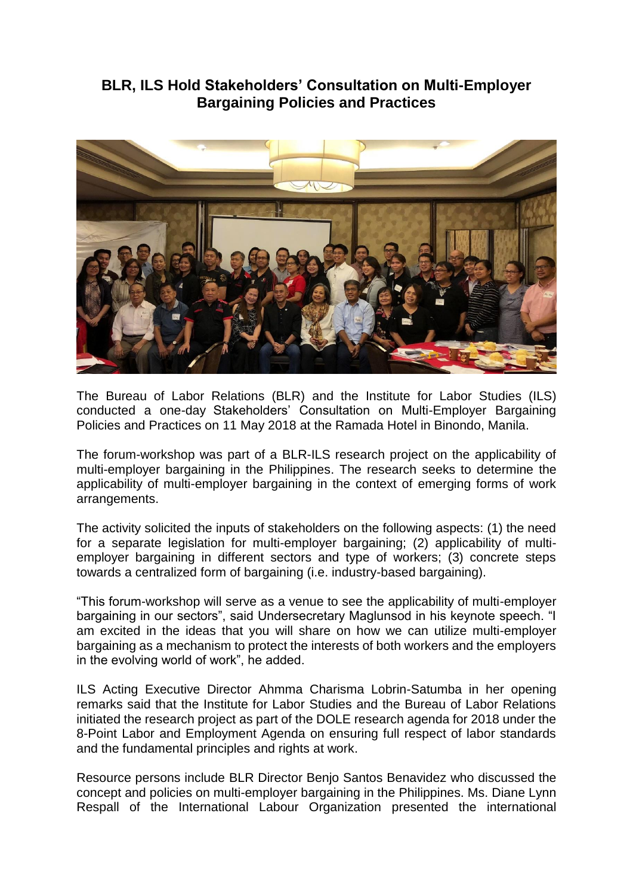# BLR, ILS Hold Stakeholders' Consultation on Multi-Employer Bargaining Policies and Practices

The Bureau of Labor Relations (BLR) and the Institute for Labor Studies (ILS) conducted a one-day Stakeholders' Consultation on Multi-Employer Bargaining Policies and Practices on 11 May 2018 at the Ramada Hotel in Binondo, Manila.

The forum-workshop was part of a BLR-ILS research project on the applicability of multi-employer bargaining in the Philippines. The research seeks to determine the applicability of multi-employer bargaining in the context of emerging forms of work arrangements.

The activity solicited the inputs of stakeholders on the following aspects: (1) the need for a separate legislation for multi-employer bargaining; (2) applicability of multi-employer bargaining in different sectors and type of workers; (3) concrete steps towards a centralized form of bargaining (i.e. industry-based bargaining).

"This forum-workshop will serve as a venue to see the applicability of multi-employer bargaining in our sectors", said Undersecretary Maglunsod in his keynote speech. "I am excited in the ideas that you will share on how we can utilize multi-employer bargaining as a mechanism to protect the interests of both workers and the employers in the evolving world of work", he added.

ILS Acting Executive Director Ahmma Charisma Lobrin-Satumba in her opening remarks said that the Institute for Labor Studies and the Bureau of Labor Relations initiated the research project as part of the DOLE research agenda for 2018 under the 8-Point Labor and Employment Agenda on ensuring full respect of labor standards and the fundamental principles and rights at work.

Resource persons include BLR Director Benjo Santos Benavidez who discussed the concept and policies on multi-employer bargaining in the Philippines. Ms. Diane Lynn Respall of the International Labour Organization presented the international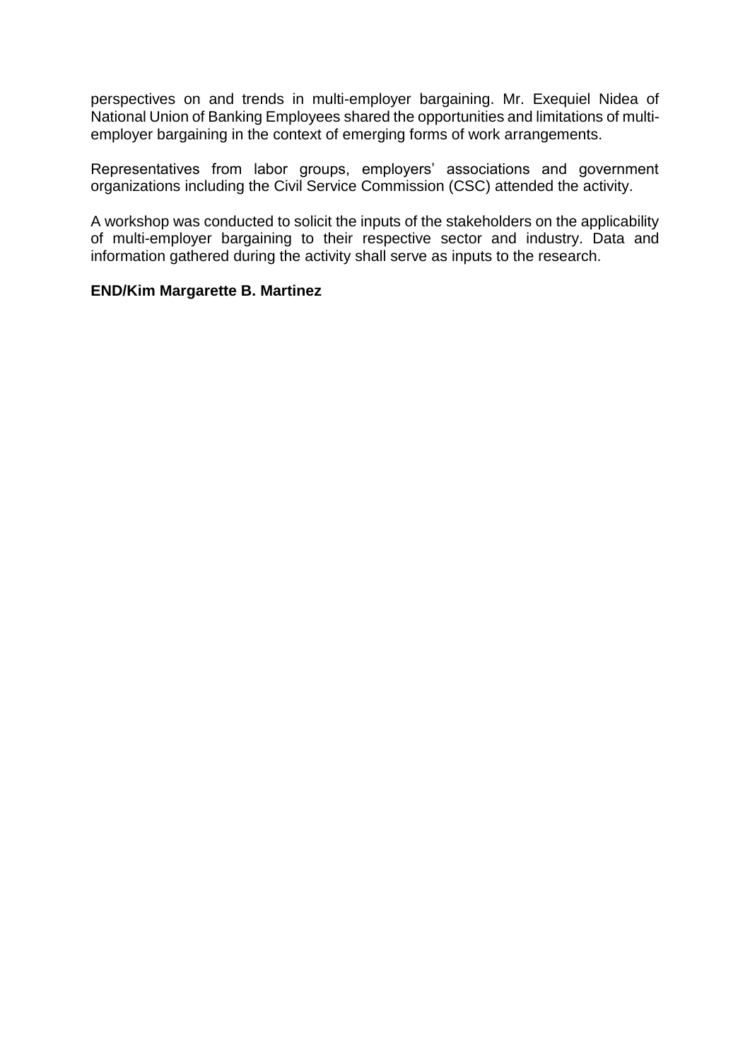perspectives on and trends in multi-employer bargaining. Mr. Exequiel Nidea of National Union of Banking Employees shared the opportunities and limitations of multi-employer bargaining in the context of emerging forms of work arrangements.

Representatives from labor groups, employers' associations and government organizations including the Civil Service Commission (CSC) attended the activity.

A workshop was conducted to solicit the inputs of the stakeholders on the applicability of multi-employer bargaining to their respective sector and industry. Data and information gathered during the activity shall serve as inputs to the research.

**END/Kim Margarette B. Martinez**